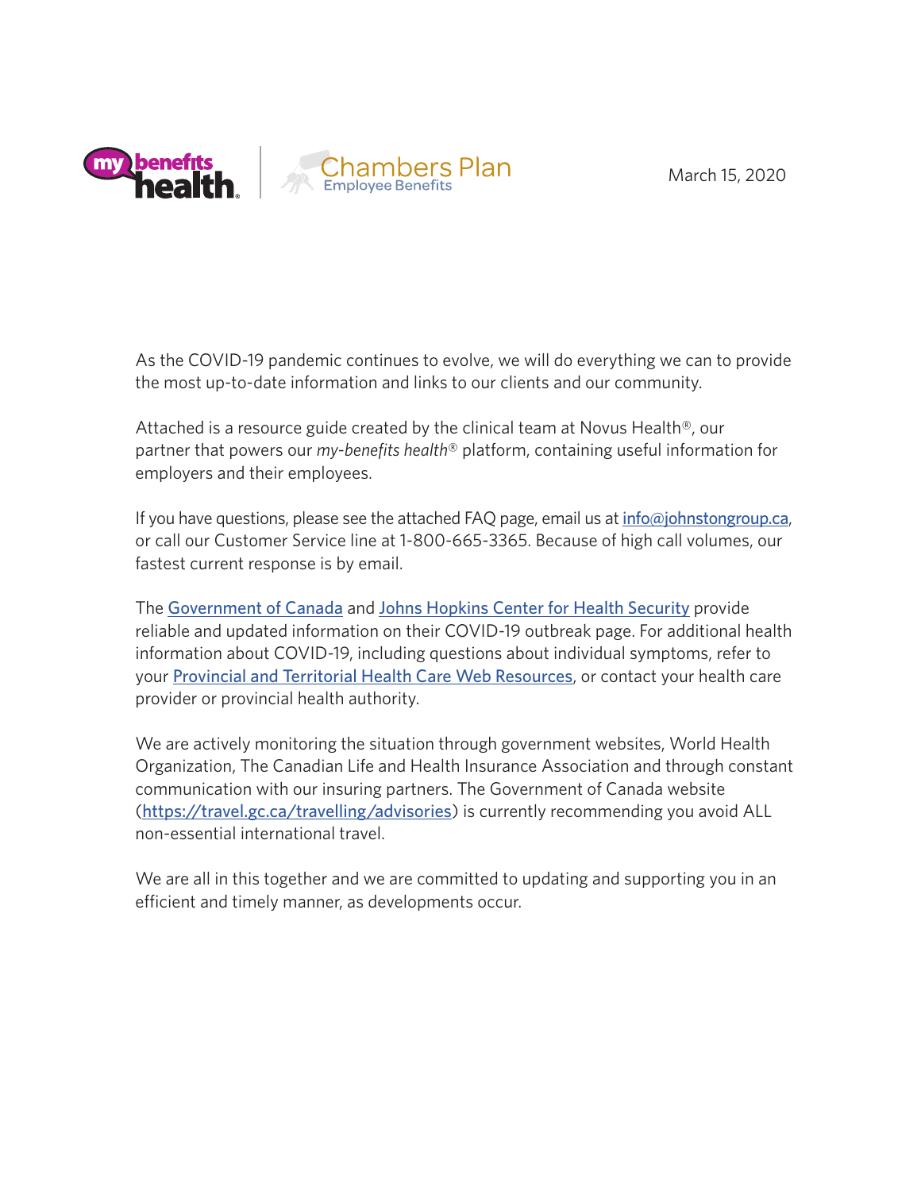my benefits health | Chambers Plan Employee Benefits

March 15, 2020

As the COVID-19 pandemic continues to evolve, we will do everything we can to provide the most up-to-date information and links to our clients and our community.

Attached is a resource guide created by the clinical team at Novus Health®, our partner that powers our *my-benefits health*® platform, containing useful information for employers and their employees.

If you have questions, please see the attached FAQ page, email us at info@johnstongroup.ca, or call our Customer Service line at 1-800-665-3365. Because of high call volumes, our fastest current response is by email.

The Government of Canada and Johns Hopkins Center for Health Security provide reliable and updated information on their COVID-19 outbreak page. For additional health information about COVID-19, including questions about individual symptoms, refer to your Provincial and Territorial Health Care Web Resources, or contact your health care provider or provincial health authority.

We are actively monitoring the situation through government websites, World Health Organization, The Canadian Life and Health Insurance Association and through constant communication with our insuring partners. The Government of Canada website (https://travel.gc.ca/travelling/advisories) is currently recommending you avoid ALL non-essential international travel.

We are all in this together and we are committed to updating and supporting you in an efficient and timely manner, as developments occur.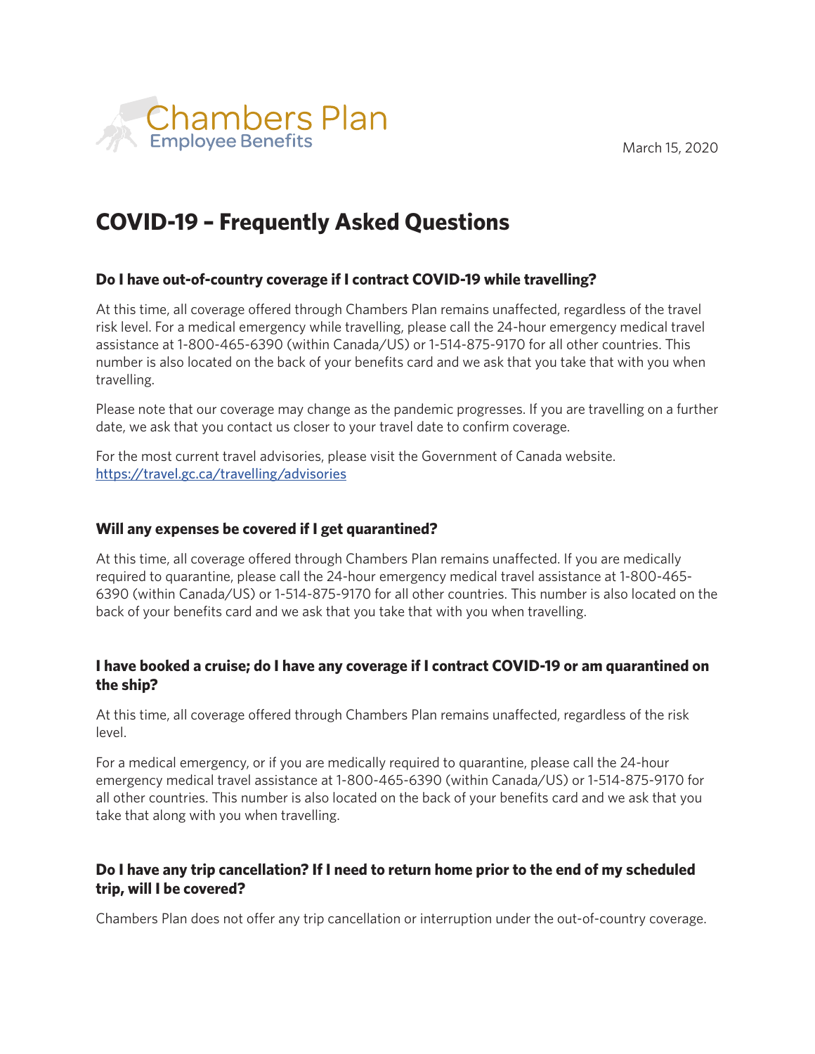Chambers Plan
Employee Benefits

March 15, 2020

# COVID-19 – Frequently Asked Questions

### Do I have out-of-country coverage if I contract COVID-19 while travelling?

At this time, all coverage offered through Chambers Plan remains unaffected, regardless of the travel risk level. For a medical emergency while travelling, please call the 24-hour emergency medical travel assistance at 1-800-465-6390 (within Canada/US) or 1-514-875-9170 for all other countries. This number is also located on the back of your benefits card and we ask that you take that with you when travelling.

Please note that our coverage may change as the pandemic progresses. If you are travelling on a further date, we ask that you contact us closer to your travel date to confirm coverage.

For the most current travel advisories, please visit the Government of Canada website. https://travel.gc.ca/travelling/advisories

### Will any expenses be covered if I get quarantined?

At this time, all coverage offered through Chambers Plan remains unaffected. If you are medically required to quarantine, please call the 24-hour emergency medical travel assistance at 1-800-465-6390 (within Canada/US) or 1-514-875-9170 for all other countries. This number is also located on the back of your benefits card and we ask that you take that with you when travelling.

### I have booked a cruise; do I have any coverage if I contract COVID-19 or am quarantined on the ship?

At this time, all coverage offered through Chambers Plan remains unaffected, regardless of the risk level.

For a medical emergency, or if you are medically required to quarantine, please call the 24-hour emergency medical travel assistance at 1-800-465-6390 (within Canada/US) or 1-514-875-9170 for all other countries. This number is also located on the back of your benefits card and we ask that you take that along with you when travelling.

### Do I have any trip cancellation? If I need to return home prior to the end of my scheduled trip, will I be covered?

Chambers Plan does not offer any trip cancellation or interruption under the out-of-country coverage.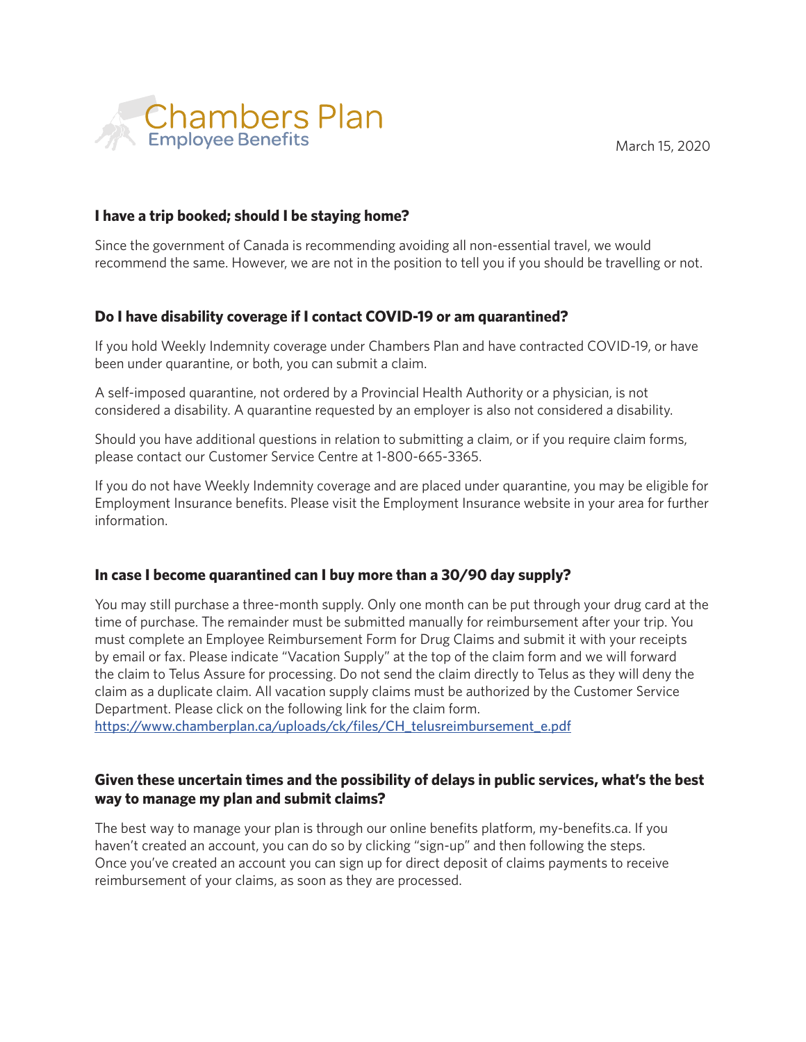Chambers Plan
Employee Benefits

March 15, 2020

### I have a trip booked; should I be staying home?

Since the government of Canada is recommending avoiding all non-essential travel, we would recommend the same. However, we are not in the position to tell you if you should be travelling or not.

### Do I have disability coverage if I contact COVID-19 or am quarantined?

If you hold Weekly Indemnity coverage under Chambers Plan and have contracted COVID-19, or have been under quarantine, or both, you can submit a claim.

A self-imposed quarantine, not ordered by a Provincial Health Authority or a physician, is not considered a disability. A quarantine requested by an employer is also not considered a disability.

Should you have additional questions in relation to submitting a claim, or if you require claim forms, please contact our Customer Service Centre at 1-800-665-3365.

If you do not have Weekly Indemnity coverage and are placed under quarantine, you may be eligible for Employment Insurance benefits. Please visit the Employment Insurance website in your area for further information.

### In case I become quarantined can I buy more than a 30/90 day supply?

You may still purchase a three-month supply. Only one month can be put through your drug card at the time of purchase. The remainder must be submitted manually for reimbursement after your trip. You must complete an Employee Reimbursement Form for Drug Claims and submit it with your receipts by email or fax. Please indicate "Vacation Supply" at the top of the claim form and we will forward the claim to Telus Assure for processing. Do not send the claim directly to Telus as they will deny the claim as a duplicate claim. All vacation supply claims must be authorized by the Customer Service Department. Please click on the following link for the claim form.
https://www.chamberplan.ca/uploads/ck/files/CH_telusreimbursement_e.pdf

### Given these uncertain times and the possibility of delays in public services, what's the best way to manage my plan and submit claims?

The best way to manage your plan is through our online benefits platform, my-benefits.ca. If you haven't created an account, you can do so by clicking "sign-up" and then following the steps. Once you've created an account you can sign up for direct deposit of claims payments to receive reimbursement of your claims, as soon as they are processed.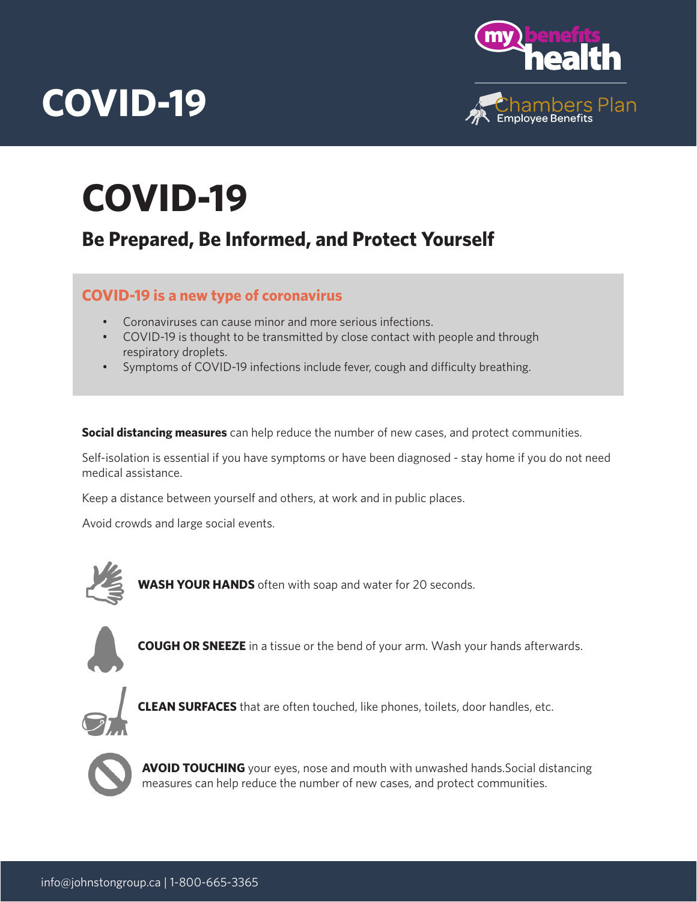# COVID-19

## Be Prepared, Be Informed, and Protect Yourself

### COVID-19 is a new type of coronavirus

- Coronaviruses can cause minor and more serious infections.
- COVID-19 is thought to be transmitted by close contact with people and through respiratory droplets.
- Symptoms of COVID-19 infections include fever, cough and difficulty breathing.

**Social distancing measures** can help reduce the number of new cases, and protect communities.

Self-isolation is essential if you have symptoms or have been diagnosed - stay home if you do not need medical assistance.

Keep a distance between yourself and others, at work and in public places.

Avoid crowds and large social events.

**WASH YOUR HANDS** often with soap and water for 20 seconds.

**COUGH OR SNEEZE** in a tissue or the bend of your arm. Wash your hands afterwards.

**CLEAN SURFACES** that are often touched, like phones, toilets, door handles, etc.

**AVOID TOUCHING** your eyes, nose and mouth with unwashed hands.Social distancing measures can help reduce the number of new cases, and protect communities.

info@johnstongroup.ca | 1-800-665-3365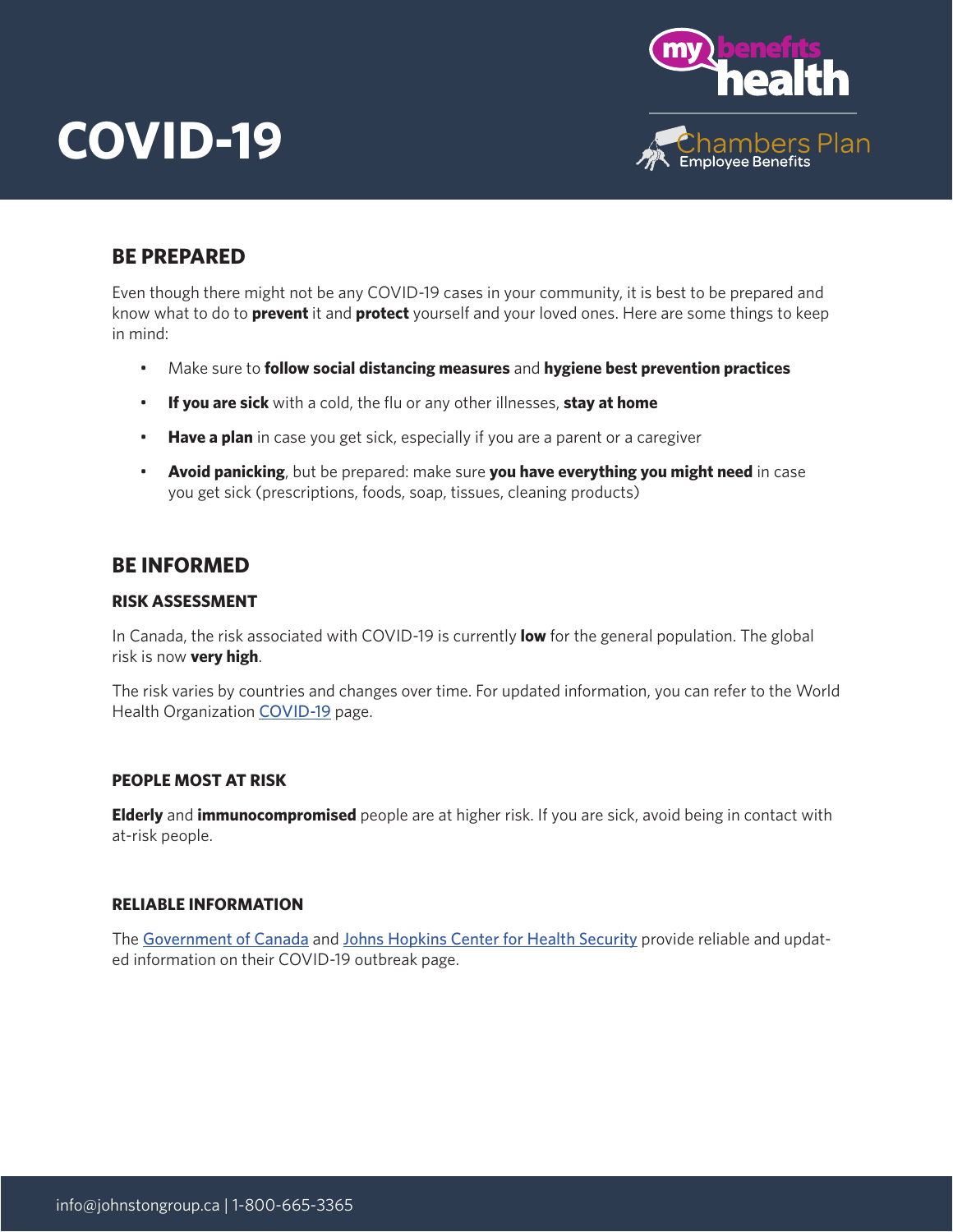# COVID-19

## BE PREPARED

Even though there might not be any COVID-19 cases in your community, it is best to be prepared and know what to do to **prevent** it and **protect** yourself and your loved ones. Here are some things to keep in mind:

- Make sure to **follow social distancing measures** and **hygiene best prevention practices**
- **If you are sick** with a cold, the flu or any other illnesses, **stay at home**
- **Have a plan** in case you get sick, especially if you are a parent or a caregiver
- **Avoid panicking**, but be prepared: make sure **you have everything you might need** in case you get sick (prescriptions, foods, soap, tissues, cleaning products)

## BE INFORMED

### RISK ASSESSMENT

In Canada, the risk associated with COVID-19 is currently **low** for the general population. The global risk is now **very high**.

The risk varies by countries and changes over time. For updated information, you can refer to the World Health Organization COVID-19 page.

### PEOPLE MOST AT RISK

**Elderly** and **immunocompromised** people are at higher risk. If you are sick, avoid being in contact with at-risk people.

### RELIABLE INFORMATION

The Government of Canada and Johns Hopkins Center for Health Security provide reliable and updated information on their COVID-19 outbreak page.

info@johnstongroup.ca | 1-800-665-3365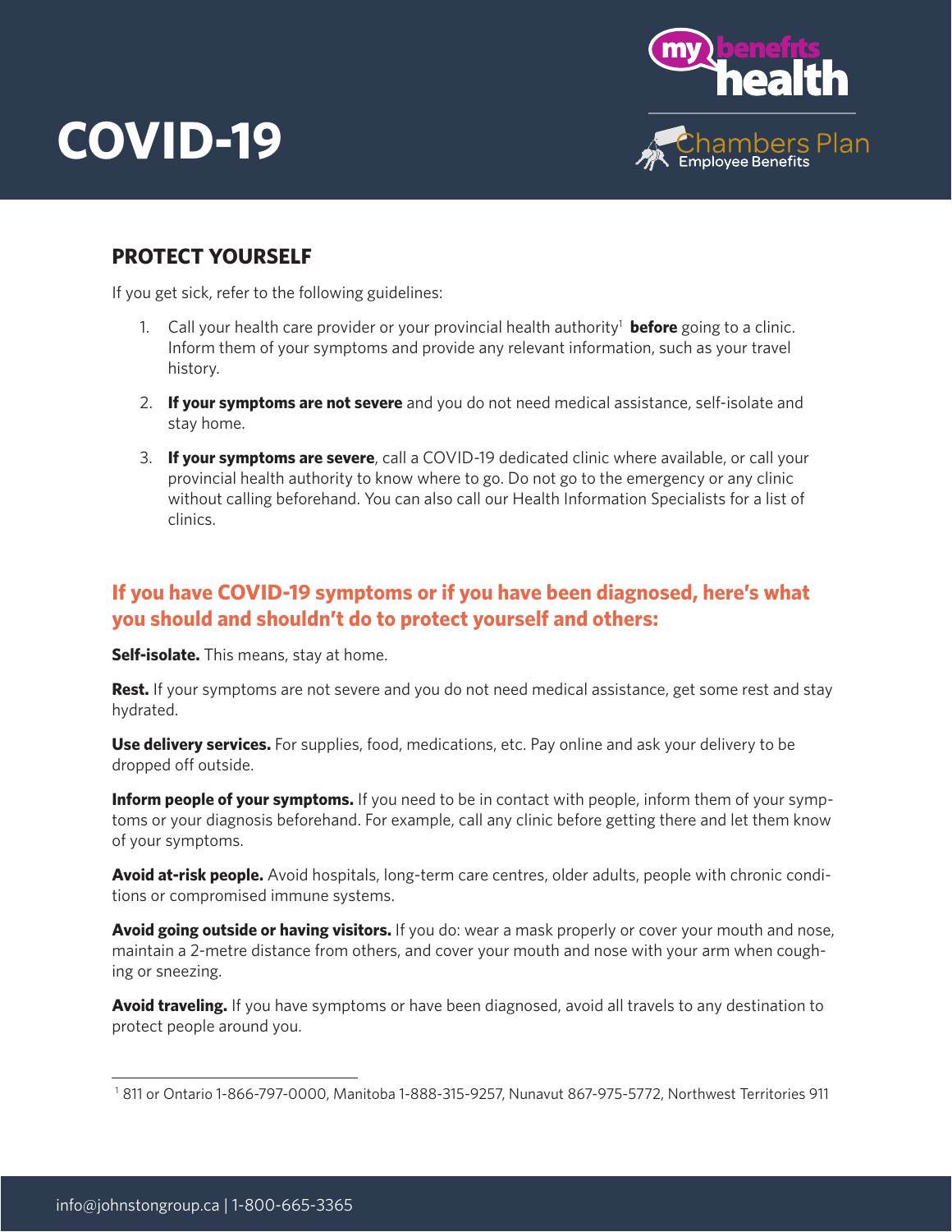# COVID-19

## PROTECT YOURSELF

If you get sick, refer to the following guidelines:

1. Call your health care provider or your provincial health authority[1] **before** going to a clinic. Inform them of your symptoms and provide any relevant information, such as your travel history.
2. **If your symptoms are not severe** and you do not need medical assistance, self-isolate and stay home.
3. **If your symptoms are severe**, call a COVID-19 dedicated clinic where available, or call your provincial health authority to know where to go. Do not go to the emergency or any clinic without calling beforehand. You can also call our Health Information Specialists for a list of clinics.

### If you have COVID-19 symptoms or if you have been diagnosed, here's what you should and shouldn't do to protect yourself and others:

**Self-isolate.** This means, stay at home.

**Rest.** If your symptoms are not severe and you do not need medical assistance, get some rest and stay hydrated.

**Use delivery services.** For supplies, food, medications, etc. Pay online and ask your delivery to be dropped off outside.

**Inform people of your symptoms.** If you need to be in contact with people, inform them of your symptoms or your diagnosis beforehand. For example, call any clinic before getting there and let them know of your symptoms.

**Avoid at-risk people.** Avoid hospitals, long-term care centres, older adults, people with chronic conditions or compromised immune systems.

**Avoid going outside or having visitors.** If you do: wear a mask properly or cover your mouth and nose, maintain a 2-metre distance from others, and cover your mouth and nose with your arm when coughing or sneezing.

**Avoid traveling.** If you have symptoms or have been diagnosed, avoid all travels to any destination to protect people around you.

---

[1] 811 or Ontario 1-866-797-0000, Manitoba 1-888-315-9257, Nunavut 867-975-5772, Northwest Territories 911

info@johnstongroup.ca | 1-800-665-3365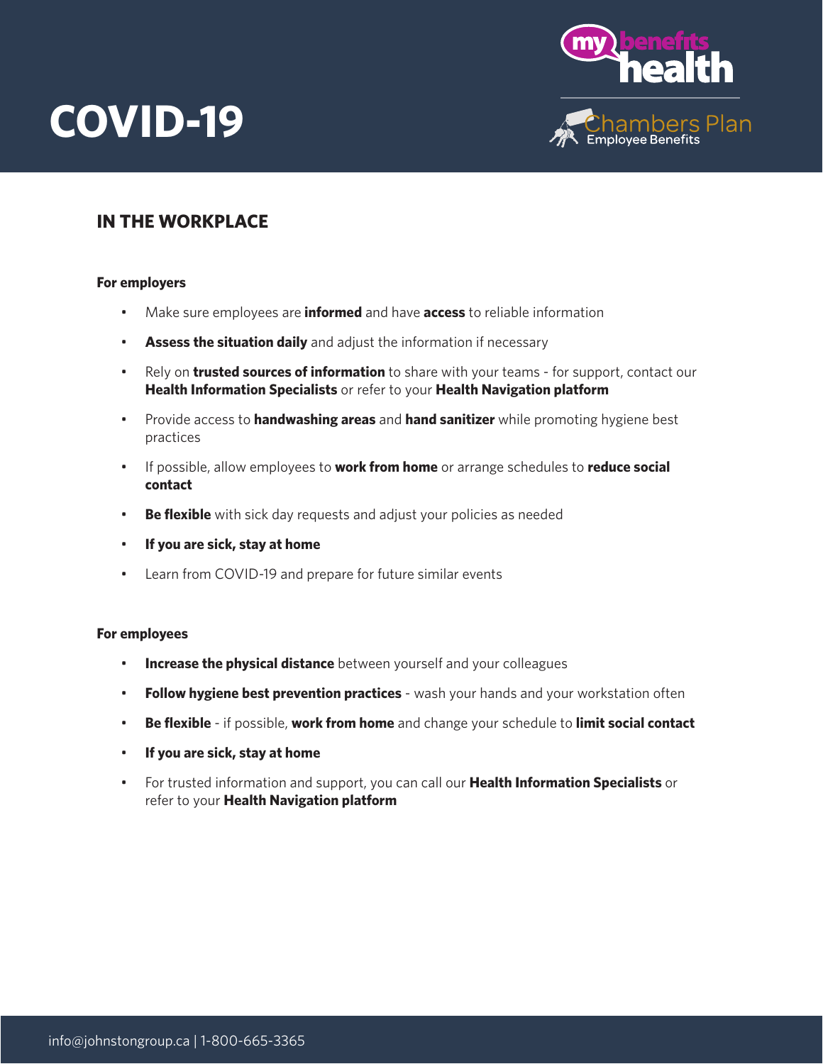# COVID-19

## IN THE WORKPLACE

**For employers**

- Make sure employees are **informed** and have **access** to reliable information
- **Assess the situation daily** and adjust the information if necessary
- Rely on **trusted sources of information** to share with your teams - for support, contact our **Health Information Specialists** or refer to your **Health Navigation platform**
- Provide access to **handwashing areas** and **hand sanitizer** while promoting hygiene best practices
- If possible, allow employees to **work from home** or arrange schedules to **reduce social contact**
- **Be flexible** with sick day requests and adjust your policies as needed
- **If you are sick, stay at home**
- Learn from COVID-19 and prepare for future similar events

**For employees**

- **Increase the physical distance** between yourself and your colleagues
- **Follow hygiene best prevention practices** - wash your hands and your workstation often
- **Be flexible** - if possible, **work from home** and change your schedule to **limit social contact**
- **If you are sick, stay at home**
- For trusted information and support, you can call our **Health Information Specialists** or refer to your **Health Navigation platform**

info@johnstongroup.ca | 1-800-665-3365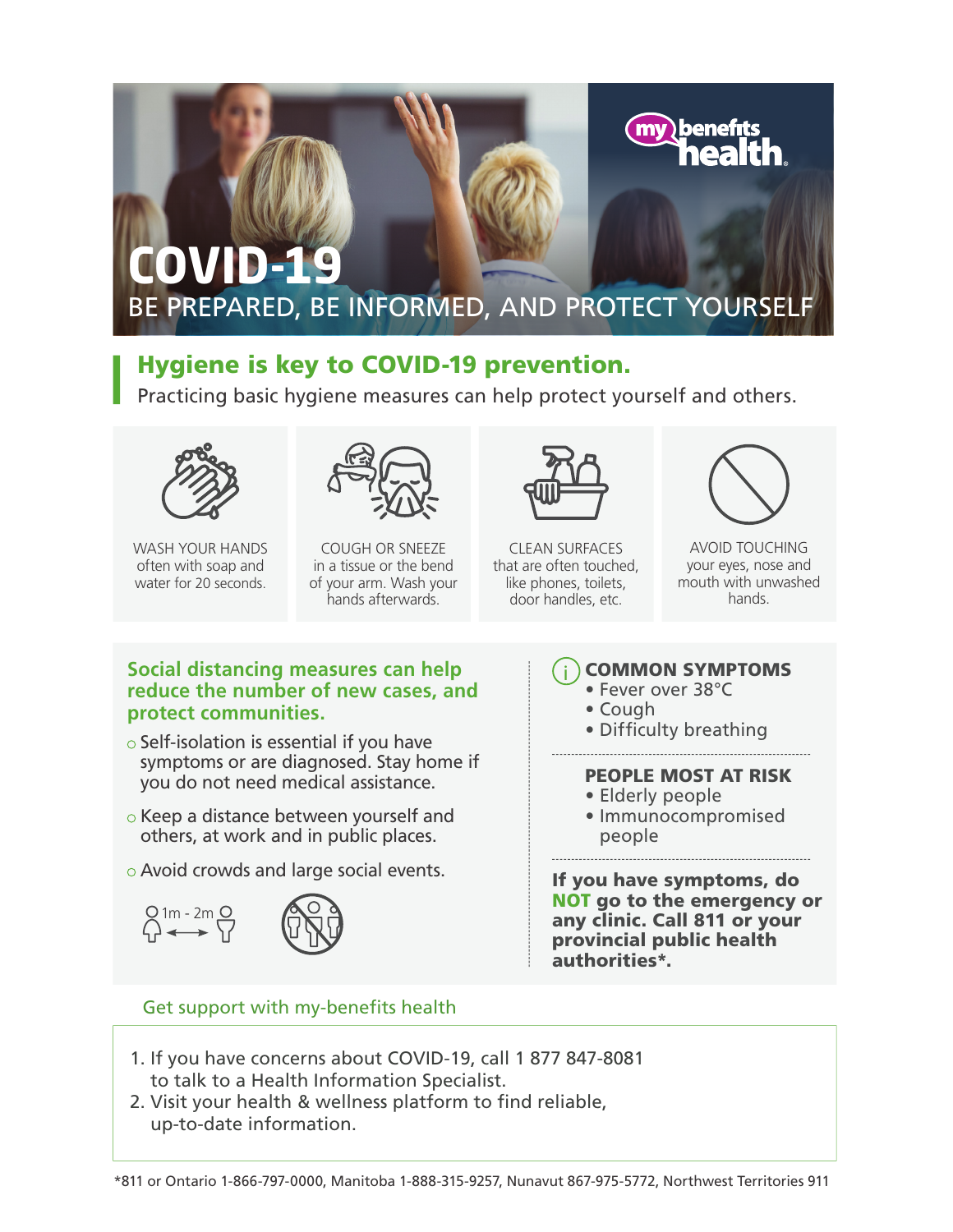my benefits health

# COVID-19

BE PREPARED, BE INFORMED, AND PROTECT YOURSELF

## Hygiene is key to COVID-19 prevention.

Practicing basic hygiene measures can help protect yourself and others.

WASH YOUR HANDS often with soap and water for 20 seconds.

COUGH OR SNEEZE in a tissue or the bend of your arm. Wash your hands afterwards.

CLEAN SURFACES that are often touched, like phones, toilets, door handles, etc.

AVOID TOUCHING your eyes, nose and mouth with unwashed hands.

### Social distancing measures can help reduce the number of new cases, and protect communities.

- Self-isolation is essential if you have symptoms or are diagnosed. Stay home if you do not need medical assistance.
- Keep a distance between yourself and others, at work and in public places.
- Avoid crowds and large social events.

1m - 2m

**COMMON SYMPTOMS**

- Fever over 38°C
- Cough
- Difficulty breathing

**PEOPLE MOST AT RISK**

- Elderly people
- Immunocompromised people

**If you have symptoms, do NOT go to the emergency or any clinic. Call 811 or your provincial public health authorities*.**

### Get support with my-benefits health

1. If you have concerns about COVID-19, call 1 877 847-8081 to talk to a Health Information Specialist.
2. Visit your health & wellness platform to find reliable, up-to-date information.

*811 or Ontario 1-866-797-0000, Manitoba 1-888-315-9257, Nunavut 867-975-5772, Northwest Territories 911